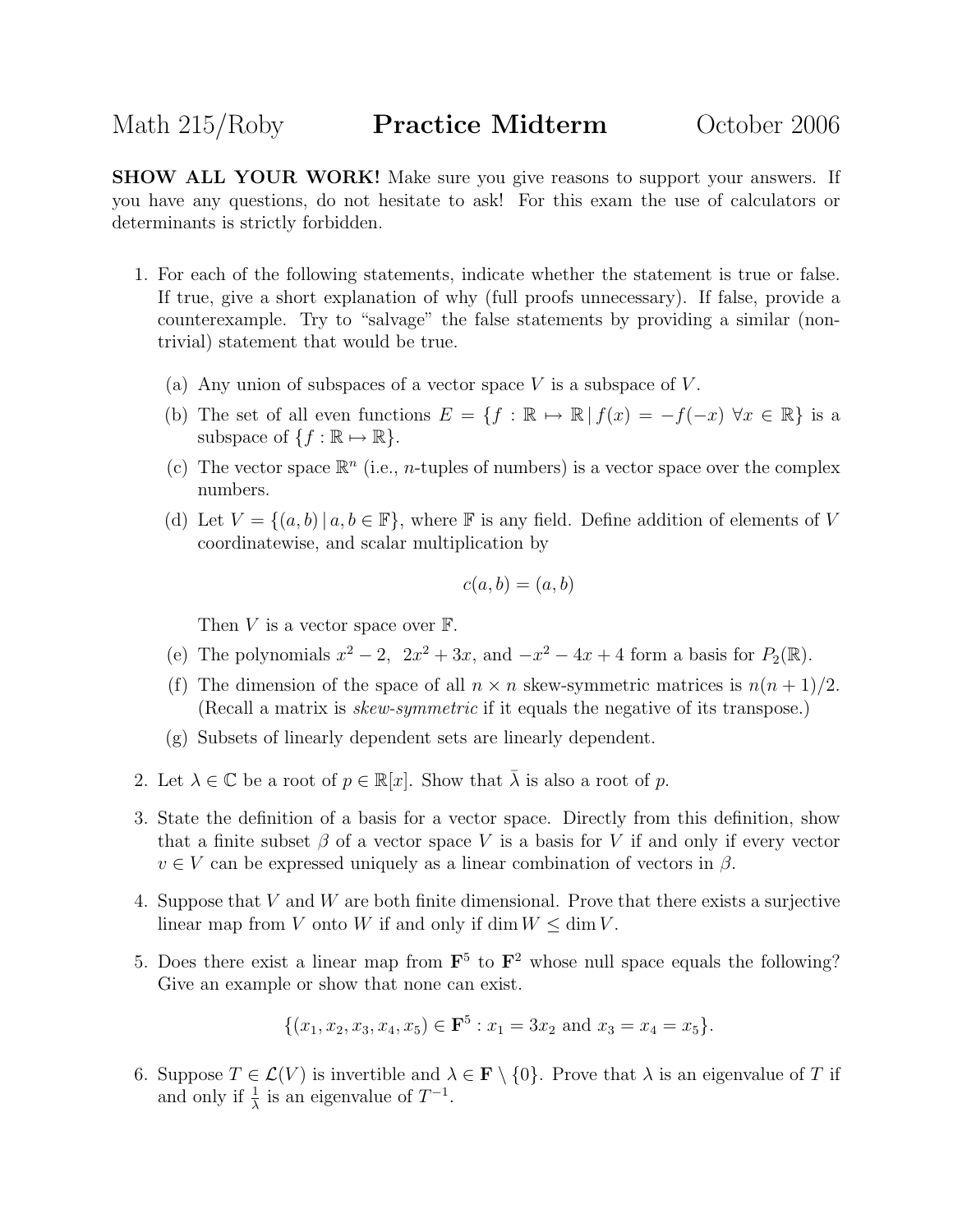# Math 215/Roby **Practice Midterm** October 2006

**SHOW ALL YOUR WORK!** Make sure you give reasons to support your answers. If you have any questions, do not hesitate to ask! For this exam the use of calculators or determinants is strictly forbidden.

1. For each of the following statements, indicate whether the statement is true or false. If true, give a short explanation of why (full proofs unnecessary). If false, provide a counterexample. Try to "salvage" the false statements by providing a similar (non-trivial) statement that would be true.

   (a) Any union of subspaces of a vector space $V$ is a subspace of $V$.

   (b) The set of all even functions $E = \{f : \mathbb{R} \mapsto \mathbb{R} \,|\, f(x) = -f(-x) \ \forall x \in \mathbb{R}\}$ is a subspace of $\{f : \mathbb{R} \mapsto \mathbb{R}\}$.

   (c) The vector space $\mathbb{R}^n$ (i.e., $n$-tuples of numbers) is a vector space over the complex numbers.

   (d) Let $V = \{(a, b) \,|\, a, b \in \mathbb{F}\}$, where $\mathbb{F}$ is any field. Define addition of elements of $V$ coordinatewise, and scalar multiplication by

   $$c(a, b) = (a, b)$$

   Then $V$ is a vector space over $\mathbb{F}$.

   (e) The polynomials $x^2 - 2$, $2x^2 + 3x$, and $-x^2 - 4x + 4$ form a basis for $P_2(\mathbb{R})$.

   (f) The dimension of the space of all $n \times n$ skew-symmetric matrices is $n(n+1)/2$. (Recall a matrix is *skew-symmetric* if it equals the negative of its transpose.)

   (g) Subsets of linearly dependent sets are linearly dependent.

2. Let $\lambda \in \mathbb{C}$ be a root of $p \in \mathbb{R}[x]$. Show that $\bar{\lambda}$ is also a root of $p$.

3. State the definition of a basis for a vector space. Directly from this definition, show that a finite subset $\beta$ of a vector space $V$ is a basis for $V$ if and only if every vector $v \in V$ can be expressed uniquely as a linear combination of vectors in $\beta$.

4. Suppose that $V$ and $W$ are both finite dimensional. Prove that there exists a surjective linear map from $V$ onto $W$ if and only if $\dim W \leq \dim V$.

5. Does there exist a linear map from $\mathbf{F}^5$ to $\mathbf{F}^2$ whose null space equals the following? Give an example or show that none can exist.

   $$\{(x_1, x_2, x_3, x_4, x_5) \in \mathbf{F}^5 : x_1 = 3x_2 \text{ and } x_3 = x_4 = x_5\}.$$

6. Suppose $T \in \mathcal{L}(V)$ is invertible and $\lambda \in \mathbf{F} \setminus \{0\}$. Prove that $\lambda$ is an eigenvalue of $T$ if and only if $\frac{1}{\lambda}$ is an eigenvalue of $T^{-1}$.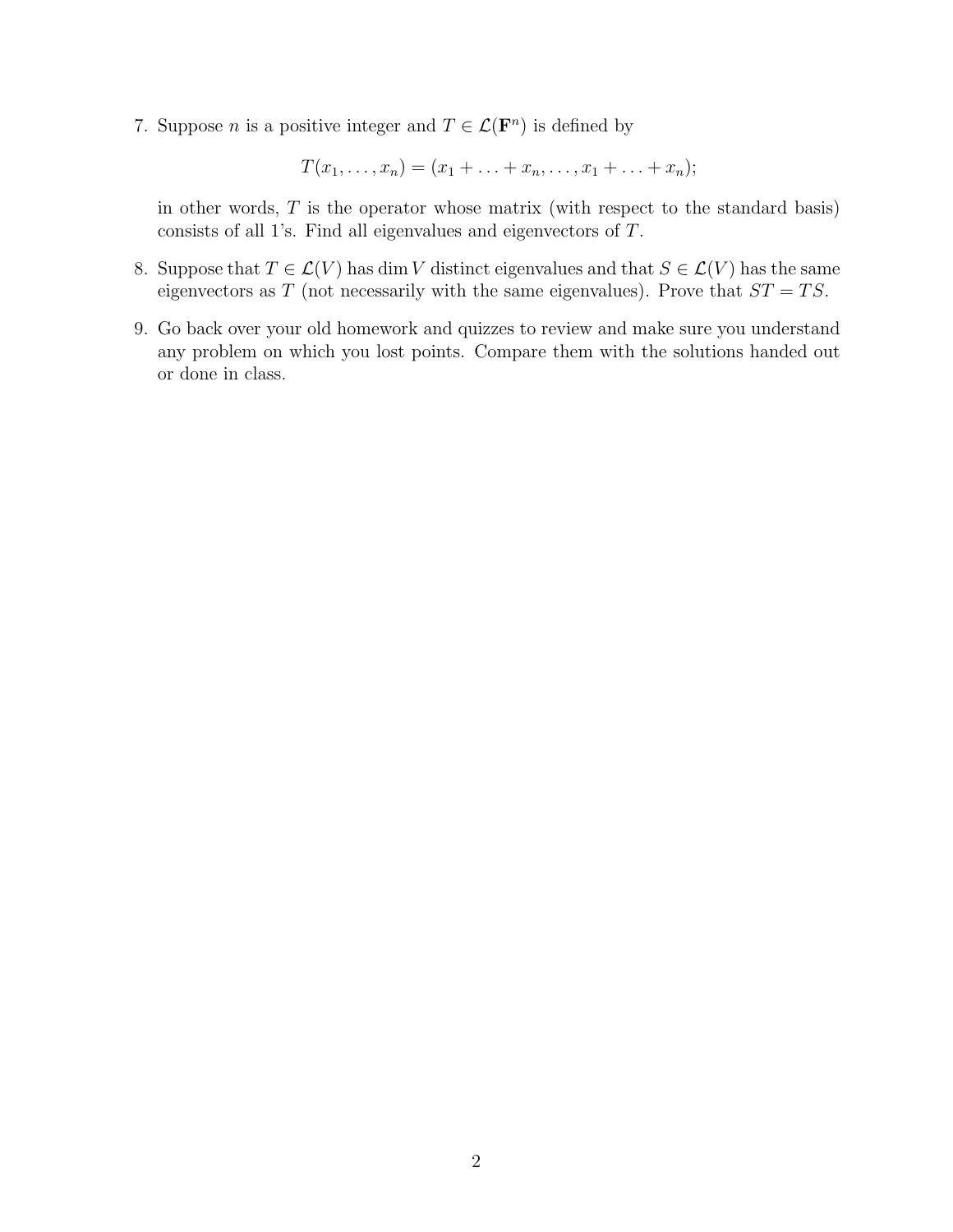7. Suppose $n$ is a positive integer and $T \in \mathcal{L}(\mathbf{F}^n)$ is defined by

$$T(x_1, \ldots, x_n) = (x_1 + \ldots + x_n, \ldots, x_1 + \ldots + x_n);$$

in other words, $T$ is the operator whose matrix (with respect to the standard basis) consists of all 1's. Find all eigenvalues and eigenvectors of $T$.

8. Suppose that $T \in \mathcal{L}(V)$ has $\dim V$ distinct eigenvalues and that $S \in \mathcal{L}(V)$ has the same eigenvectors as $T$ (not necessarily with the same eigenvalues). Prove that $ST = TS$.

9. Go back over your old homework and quizzes to review and make sure you understand any problem on which you lost points. Compare them with the solutions handed out or done in class.